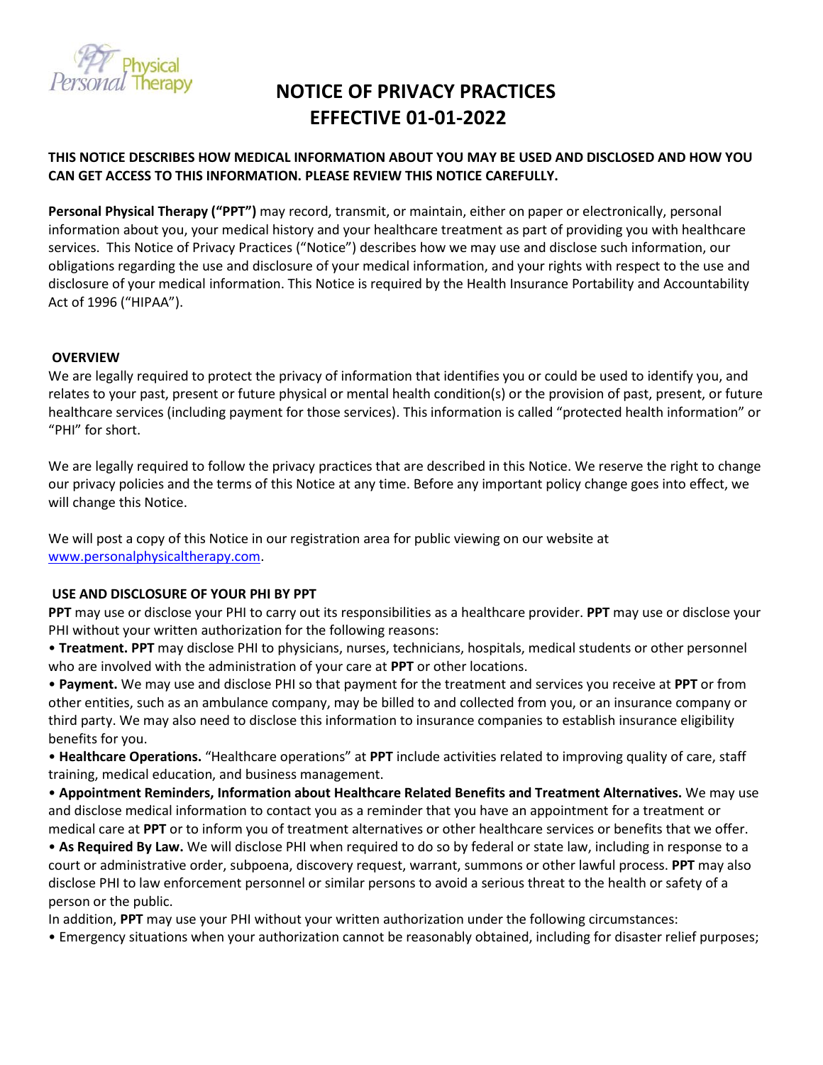# NOTICE OF PRIVACY PRACTICES
# EFFECTIVE 01-01-2022

**THIS NOTICE DESCRIBES HOW MEDICAL INFORMATION ABOUT YOU MAY BE USED AND DISCLOSED AND HOW YOU CAN GET ACCESS TO THIS INFORMATION. PLEASE REVIEW THIS NOTICE CAREFULLY.**

**Personal Physical Therapy ("PPT")** may record, transmit, or maintain, either on paper or electronically, personal information about you, your medical history and your healthcare treatment as part of providing you with healthcare services. This Notice of Privacy Practices ("Notice") describes how we may use and disclose such information, our obligations regarding the use and disclosure of your medical information, and your rights with respect to the use and disclosure of your medical information. This Notice is required by the Health Insurance Portability and Accountability Act of 1996 ("HIPAA").

## OVERVIEW

We are legally required to protect the privacy of information that identifies you or could be used to identify you, and relates to your past, present or future physical or mental health condition(s) or the provision of past, present, or future healthcare services (including payment for those services). This information is called "protected health information" or "PHI" for short.

We are legally required to follow the privacy practices that are described in this Notice. We reserve the right to change our privacy policies and the terms of this Notice at any time. Before any important policy change goes into effect, we will change this Notice.

We will post a copy of this Notice in our registration area for public viewing on our website at [www.personalphysicaltherapy.com](http://www.personalphysicaltherapy.com).

## USE AND DISCLOSURE OF YOUR PHI BY PPT

**PPT** may use or disclose your PHI to carry out its responsibilities as a healthcare provider. **PPT** may use or disclose your PHI without your written authorization for the following reasons:

- **Treatment. PPT** may disclose PHI to physicians, nurses, technicians, hospitals, medical students or other personnel who are involved with the administration of your care at **PPT** or other locations.
- **Payment.** We may use and disclose PHI so that payment for the treatment and services you receive at **PPT** or from other entities, such as an ambulance company, may be billed to and collected from you, or an insurance company or third party. We may also need to disclose this information to insurance companies to establish insurance eligibility benefits for you.
- **Healthcare Operations.** "Healthcare operations" at **PPT** include activities related to improving quality of care, staff training, medical education, and business management.
- **Appointment Reminders, Information about Healthcare Related Benefits and Treatment Alternatives.** We may use and disclose medical information to contact you as a reminder that you have an appointment for a treatment or medical care at **PPT** or to inform you of treatment alternatives or other healthcare services or benefits that we offer.
- **As Required By Law.** We will disclose PHI when required to do so by federal or state law, including in response to a court or administrative order, subpoena, discovery request, warrant, summons or other lawful process. **PPT** may also disclose PHI to law enforcement personnel or similar persons to avoid a serious threat to the health or safety of a person or the public.

In addition, **PPT** may use your PHI without your written authorization under the following circumstances:

- Emergency situations when your authorization cannot be reasonably obtained, including for disaster relief purposes;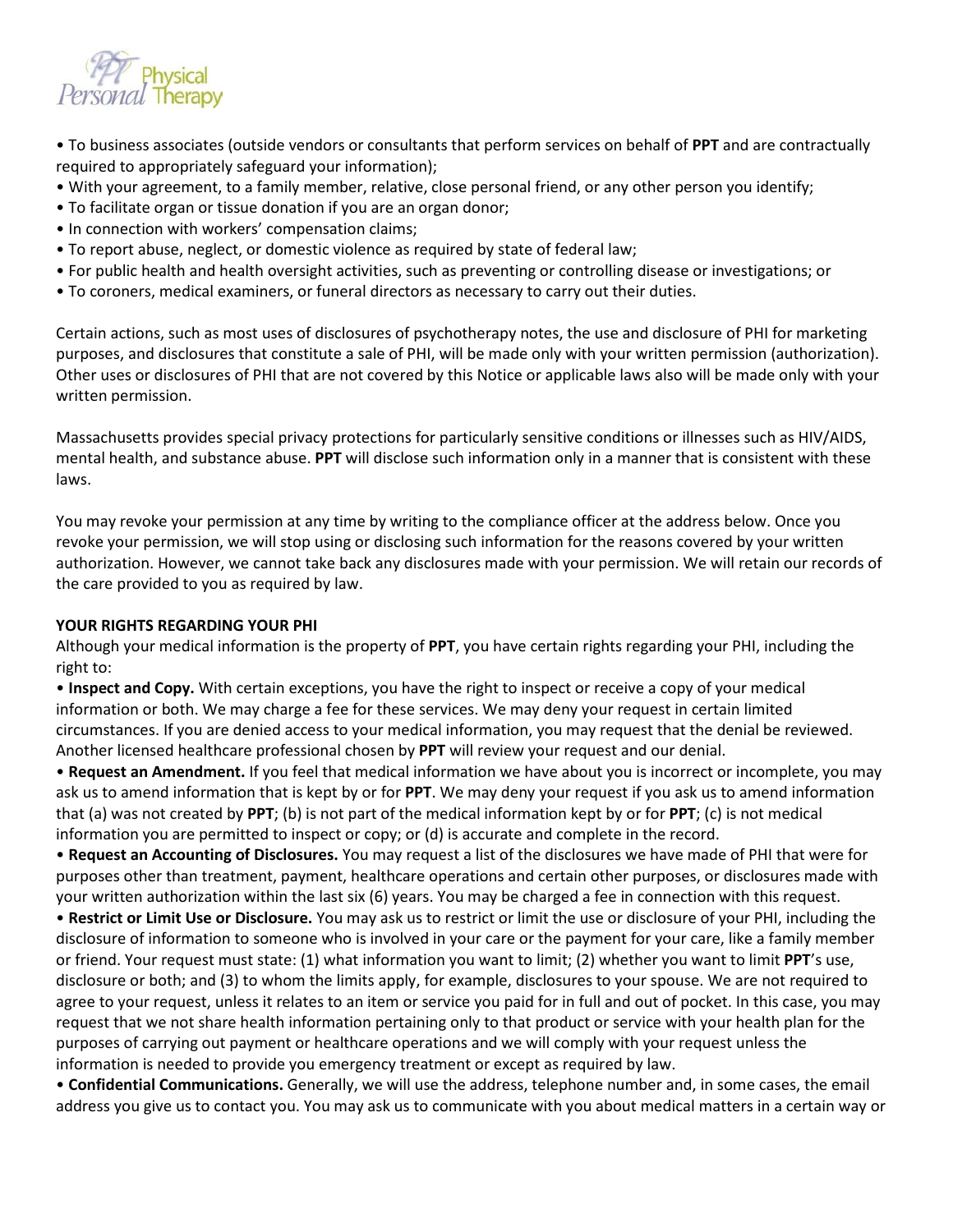- To business associates (outside vendors or consultants that perform services on behalf of **PPT** and are contractually required to appropriately safeguard your information);
- With your agreement, to a family member, relative, close personal friend, or any other person you identify;
- To facilitate organ or tissue donation if you are an organ donor;
- In connection with workers' compensation claims;
- To report abuse, neglect, or domestic violence as required by state of federal law;
- For public health and health oversight activities, such as preventing or controlling disease or investigations; or
- To coroners, medical examiners, or funeral directors as necessary to carry out their duties.

Certain actions, such as most uses of disclosures of psychotherapy notes, the use and disclosure of PHI for marketing purposes, and disclosures that constitute a sale of PHI, will be made only with your written permission (authorization). Other uses or disclosures of PHI that are not covered by this Notice or applicable laws also will be made only with your written permission.

Massachusetts provides special privacy protections for particularly sensitive conditions or illnesses such as HIV/AIDS, mental health, and substance abuse. **PPT** will disclose such information only in a manner that is consistent with these laws.

You may revoke your permission at any time by writing to the compliance officer at the address below. Once you revoke your permission, we will stop using or disclosing such information for the reasons covered by your written authorization. However, we cannot take back any disclosures made with your permission. We will retain our records of the care provided to you as required by law.

**YOUR RIGHTS REGARDING YOUR PHI**

Although your medical information is the property of **PPT**, you have certain rights regarding your PHI, including the right to:

- **Inspect and Copy.** With certain exceptions, you have the right to inspect or receive a copy of your medical information or both. We may charge a fee for these services. We may deny your request in certain limited circumstances. If you are denied access to your medical information, you may request that the denial be reviewed. Another licensed healthcare professional chosen by **PPT** will review your request and our denial.
- **Request an Amendment.** If you feel that medical information we have about you is incorrect or incomplete, you may ask us to amend information that is kept by or for **PPT**. We may deny your request if you ask us to amend information that (a) was not created by **PPT**; (b) is not part of the medical information kept by or for **PPT**; (c) is not medical information you are permitted to inspect or copy; or (d) is accurate and complete in the record.
- **Request an Accounting of Disclosures.** You may request a list of the disclosures we have made of PHI that were for purposes other than treatment, payment, healthcare operations and certain other purposes, or disclosures made with your written authorization within the last six (6) years. You may be charged a fee in connection with this request.
- **Restrict or Limit Use or Disclosure.** You may ask us to restrict or limit the use or disclosure of your PHI, including the disclosure of information to someone who is involved in your care or the payment for your care, like a family member or friend. Your request must state: (1) what information you want to limit; (2) whether you want to limit **PPT**'s use, disclosure or both; and (3) to whom the limits apply, for example, disclosures to your spouse. We are not required to agree to your request, unless it relates to an item or service you paid for in full and out of pocket. In this case, you may request that we not share health information pertaining only to that product or service with your health plan for the purposes of carrying out payment or healthcare operations and we will comply with your request unless the information is needed to provide you emergency treatment or except as required by law.
- **Confidential Communications.** Generally, we will use the address, telephone number and, in some cases, the email address you give us to contact you. You may ask us to communicate with you about medical matters in a certain way or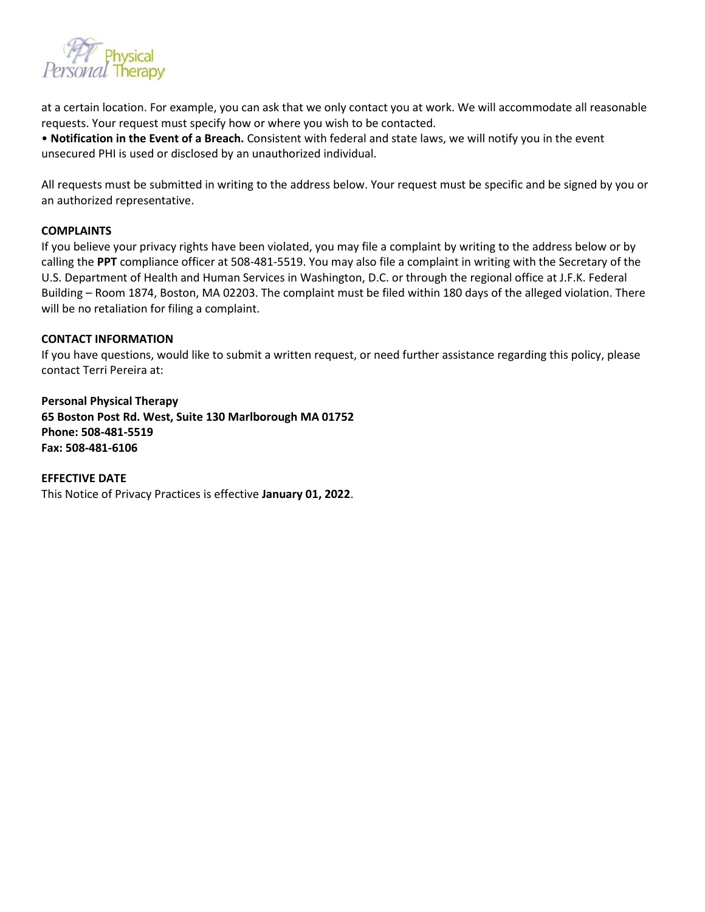at a certain location. For example, you can ask that we only contact you at work. We will accommodate all reasonable requests. Your request must specify how or where you wish to be contacted.

• **Notification in the Event of a Breach.** Consistent with federal and state laws, we will notify you in the event unsecured PHI is used or disclosed by an unauthorized individual.

All requests must be submitted in writing to the address below. Your request must be specific and be signed by you or an authorized representative.

**COMPLAINTS**

If you believe your privacy rights have been violated, you may file a complaint by writing to the address below or by calling the **PPT** compliance officer at 508-481-5519. You may also file a complaint in writing with the Secretary of the U.S. Department of Health and Human Services in Washington, D.C. or through the regional office at J.F.K. Federal Building – Room 1874, Boston, MA 02203. The complaint must be filed within 180 days of the alleged violation. There will be no retaliation for filing a complaint.

**CONTACT INFORMATION**

If you have questions, would like to submit a written request, or need further assistance regarding this policy, please contact Terri Pereira at:

**Personal Physical Therapy**
**65 Boston Post Rd. West, Suite 130 Marlborough MA 01752**
**Phone: 508-481-5519**
**Fax: 508-481-6106**

**EFFECTIVE DATE**

This Notice of Privacy Practices is effective **January 01, 2022**.